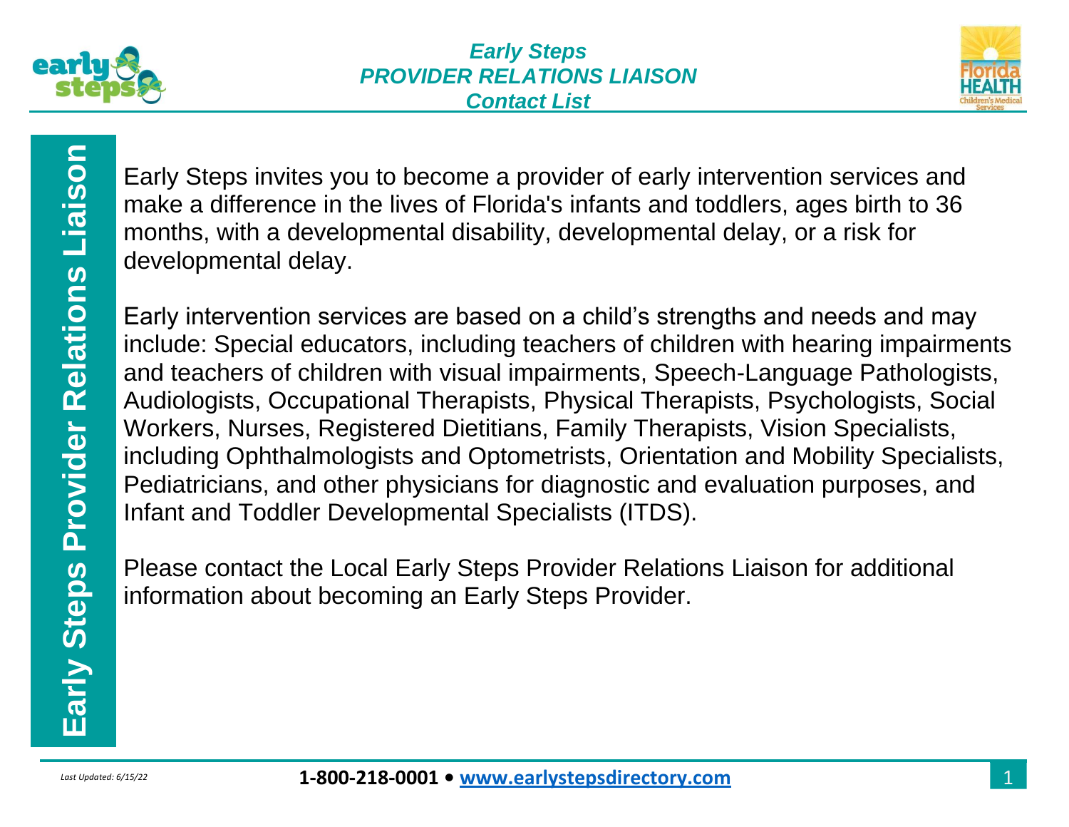# *Early Steps PROVIDER RELATIONS LIAISON Contact List*

## Early Steps Provider Relations Liaison

Early Steps invites you to become a provider of early intervention services and make a difference in the lives of Florida's infants and toddlers, ages birth to 36 months, with a developmental disability, developmental delay, or a risk for developmental delay.

Early intervention services are based on a child's strengths and needs and may include: Special educators, including teachers of children with hearing impairments and teachers of children with visual impairments, Speech-Language Pathologists, Audiologists, Occupational Therapists, Physical Therapists, Psychologists, Social Workers, Nurses, Registered Dietitians, Family Therapists, Vision Specialists, including Ophthalmologists and Optometrists, Orientation and Mobility Specialists, Pediatricians, and other physicians for diagnostic and evaluation purposes, and Infant and Toddler Developmental Specialists (ITDS).

Please contact the Local Early Steps Provider Relations Liaison for additional information about becoming an Early Steps Provider.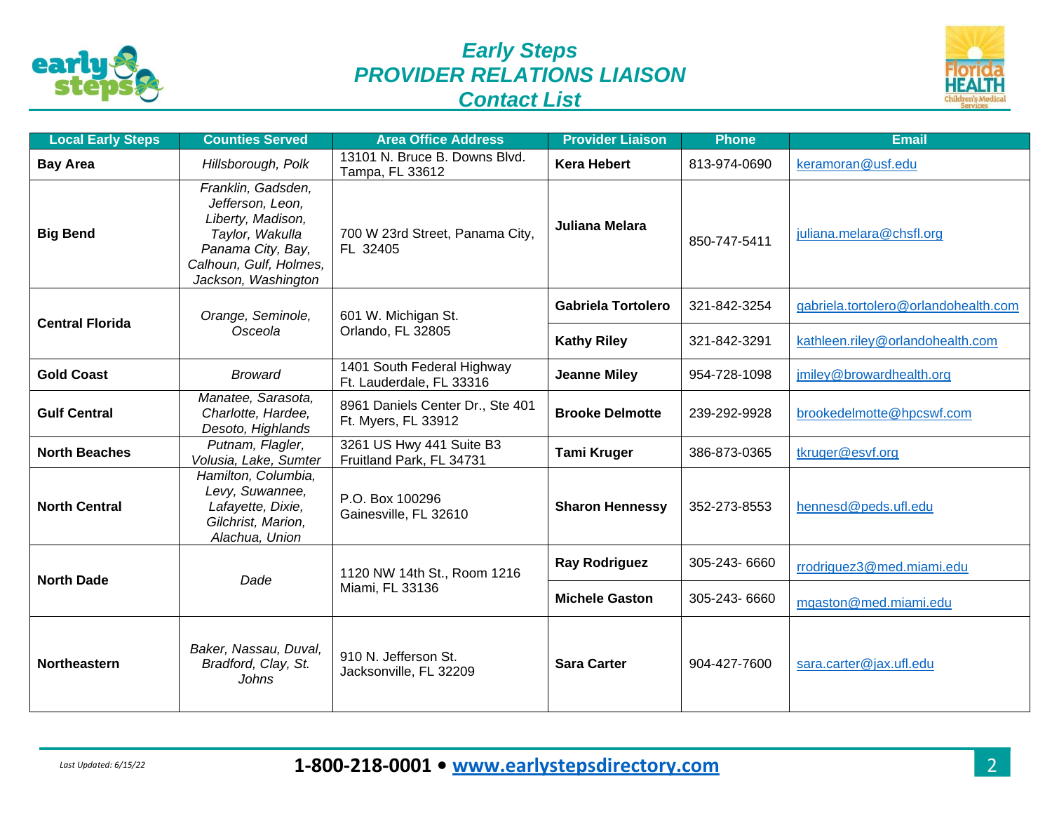# Early Steps PROVIDER RELATIONS LIAISON Contact List

| Local Early Steps | Counties Served | Area Office Address | Provider Liaison | Phone | Email |
|---|---|---|---|---|---|
| **Bay Area** | *Hillsborough, Polk* | 13101 N. Bruce B. Downs Blvd. Tampa, FL 33612 | **Kera Hebert** | 813-974-0690 | keramoran@usf.edu |
| **Big Bend** | *Franklin, Gadsden, Jefferson, Leon, Liberty, Madison, Taylor, Wakulla Panama City, Bay, Calhoun, Gulf, Holmes, Jackson, Washington* | 700 W 23rd Street, Panama City, FL 32405 | **Juliana Melara** | 850-747-5411 | juliana.melara@chsfl.org |
| **Central Florida** | *Orange, Seminole, Osceola* | 601 W. Michigan St. Orlando, FL 32805 | **Gabriela Tortolero** | 321-842-3254 | gabriela.tortolero@orlandohealth.com |
| | | | **Kathy Riley** | 321-842-3291 | kathleen.riley@orlandohealth.com |
| **Gold Coast** | *Broward* | 1401 South Federal Highway Ft. Lauderdale, FL 33316 | **Jeanne Miley** | 954-728-1098 | jmiley@browardhealth.org |
| **Gulf Central** | *Manatee, Sarasota, Charlotte, Hardee, Desoto, Highlands* | 8961 Daniels Center Dr., Ste 401 Ft. Myers, FL 33912 | **Brooke Delmotte** | 239-292-9928 | brookedelmotte@hpcswf.com |
| **North Beaches** | *Putnam, Flagler, Volusia, Lake, Sumter* | 3261 US Hwy 441 Suite B3 Fruitland Park, FL 34731 | **Tami Kruger** | 386-873-0365 | tkruger@esvf.org |
| **North Central** | *Hamilton, Columbia, Levy, Suwannee, Lafayette, Dixie, Gilchrist, Marion, Alachua, Union* | P.O. Box 100296 Gainesville, FL 32610 | **Sharon Hennessy** | 352-273-8553 | hennesd@peds.ufl.edu |
| **North Dade** | *Dade* | 1120 NW 14th St., Room 1216 Miami, FL 33136 | **Ray Rodriguez** | 305-243- 6660 | rrodriguez3@med.miami.edu |
| | | | **Michele Gaston** | 305-243- 6660 | mgaston@med.miami.edu |
| **Northeastern** | *Baker, Nassau, Duval, Bradford, Clay, St. Johns* | 910 N. Jefferson St. Jacksonville, FL 32209 | **Sara Carter** | 904-427-7600 | sara.carter@jax.ufl.edu |

*Last Updated: 6/15/22*

**1-800-218-0001 • www.earlystepsdirectory.com**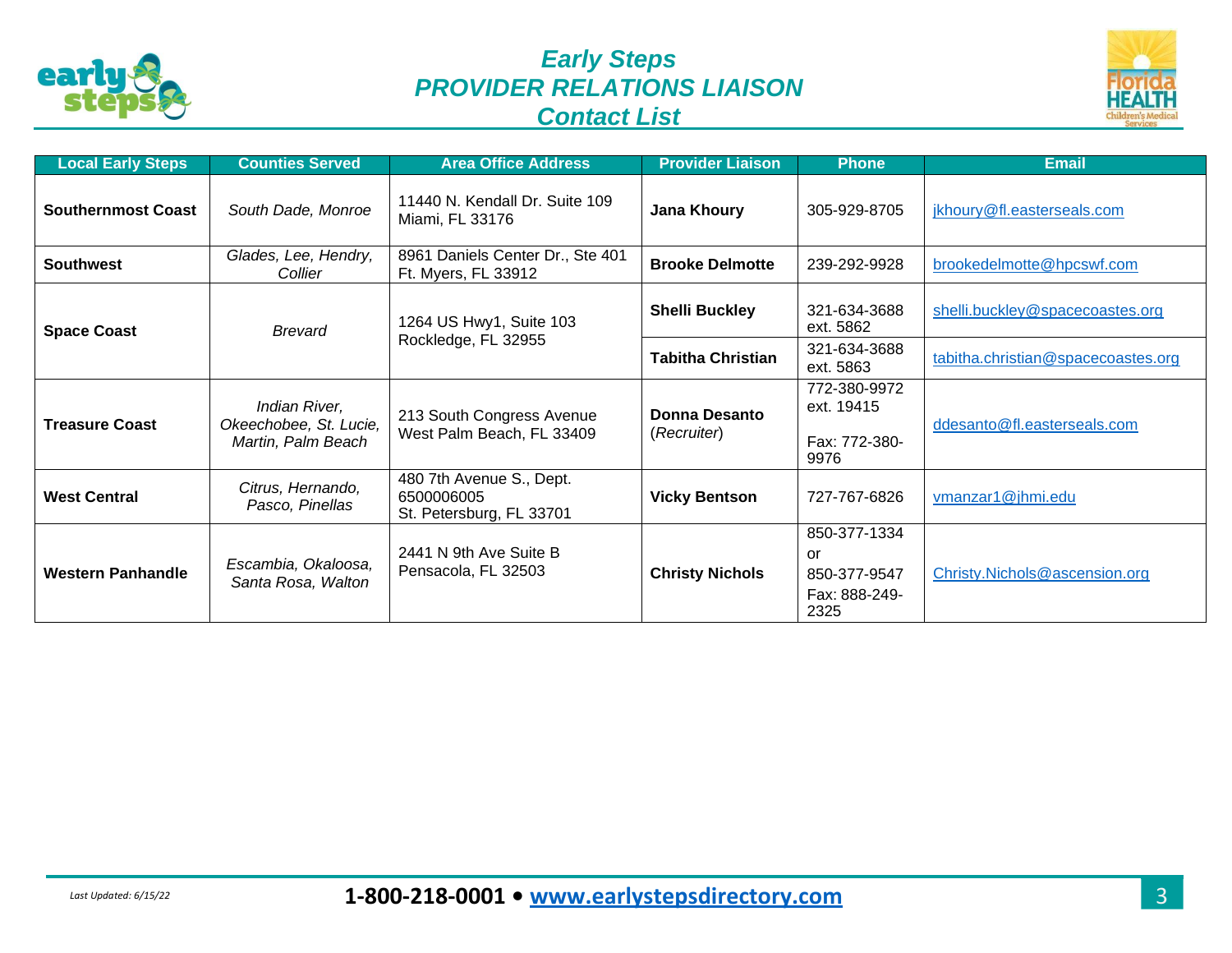# Early Steps
# PROVIDER RELATIONS LIAISON
# Contact List

| Local Early Steps | Counties Served | Area Office Address | Provider Liaison | Phone | Email |
|---|---|---|---|---|---|
| **Southernmost Coast** | *South Dade, Monroe* | 11440 N. Kendall Dr. Suite 109 Miami, FL 33176 | **Jana Khoury** | 305-929-8705 | jkhoury@fl.easterseals.com |
| **Southwest** | *Glades, Lee, Hendry, Collier* | 8961 Daniels Center Dr., Ste 401 Ft. Myers, FL 33912 | **Brooke Delmotte** | 239-292-9928 | brookedelmotte@hpcswf.com |
| **Space Coast** | *Brevard* | 1264 US Hwy1, Suite 103 Rockledge, FL 32955 | **Shelli Buckley** | 321-634-3688 ext. 5862 | shelli.buckley@spacecoastes.org |
| | | | **Tabitha Christian** | 321-634-3688 ext. 5863 | tabitha.christian@spacecoastes.org |
| **Treasure Coast** | *Indian River, Okeechobee, St. Lucie, Martin, Palm Beach* | 213 South Congress Avenue West Palm Beach, FL 33409 | **Donna Desanto** (*Recruiter*) | 772-380-9972 ext. 19415 Fax: 772-380-9976 | ddesanto@fl.easterseals.com |
| **West Central** | *Citrus, Hernando, Pasco, Pinellas* | 480 7th Avenue S., Dept. 6500006005 St. Petersburg, FL 33701 | **Vicky Bentson** | 727-767-6826 | vmanzar1@jhmi.edu |
| **Western Panhandle** | *Escambia, Okaloosa, Santa Rosa, Walton* | 2441 N 9th Ave Suite B Pensacola, FL 32503 | **Christy Nichols** | 850-377-1334 or 850-377-9547 Fax: 888-249-2325 | Christy.Nichols@ascension.org |

*Last Updated: 6/15/22*

**1-800-218-0001 • www.earlystepsdirectory.com**